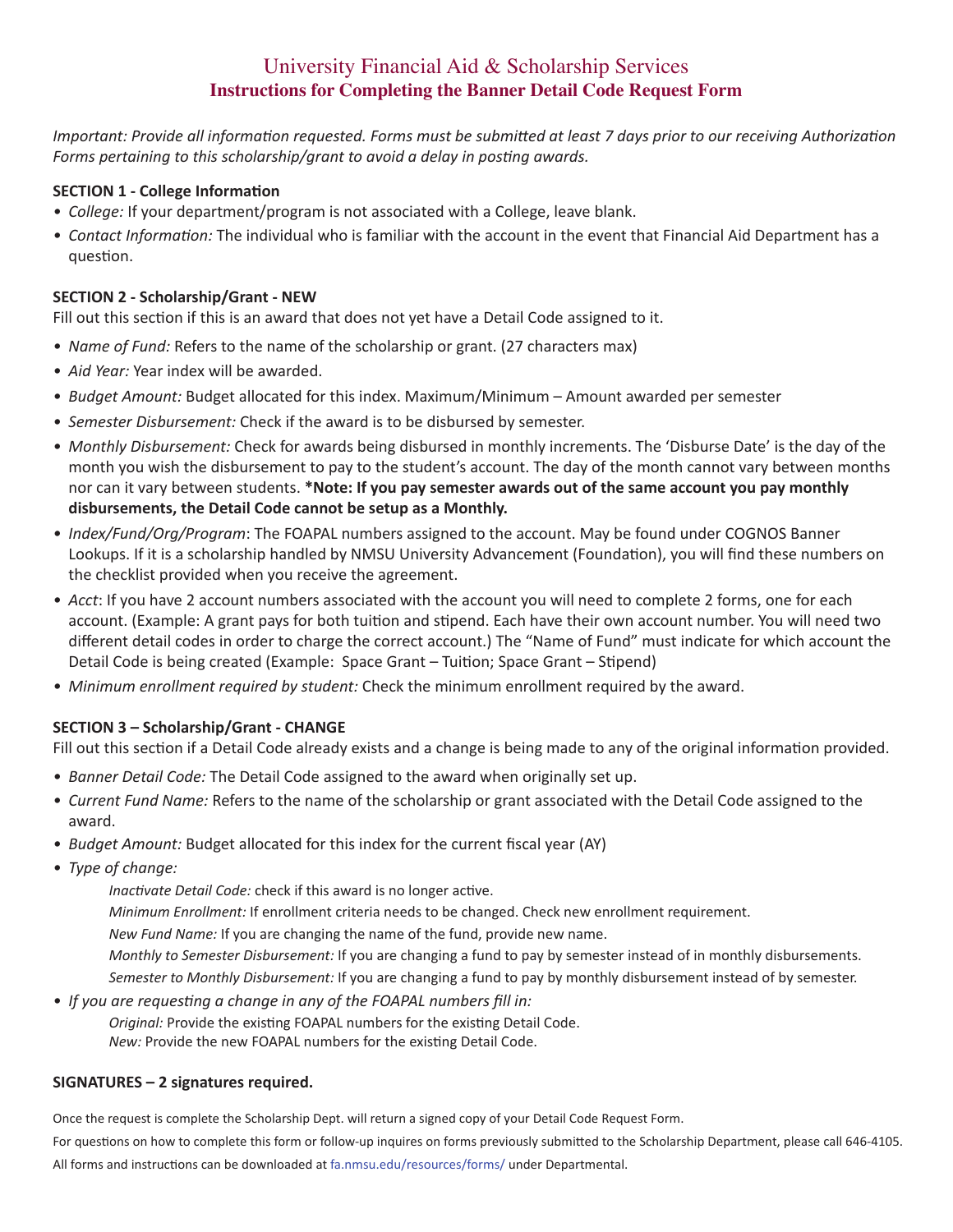# University Financial Aid & Scholarship Services
## Instructions for Completing the Banner Detail Code Request Form

*Important: Provide all information requested. Forms must be submitted at least 7 days prior to our receiving Authorization Forms pertaining to this scholarship/grant to avoid a delay in posting awards.*

### SECTION 1 - College Information

- *College:* If your department/program is not associated with a College, leave blank.
- *Contact Information:* The individual who is familiar with the account in the event that Financial Aid Department has a question.

### SECTION 2 - Scholarship/Grant - NEW

Fill out this section if this is an award that does not yet have a Detail Code assigned to it.

- *Name of Fund:* Refers to the name of the scholarship or grant. (27 characters max)
- *Aid Year:* Year index will be awarded.
- *Budget Amount:* Budget allocated for this index. Maximum/Minimum – Amount awarded per semester
- *Semester Disbursement:* Check if the award is to be disbursed by semester.
- *Monthly Disbursement:* Check for awards being disbursed in monthly increments. The 'Disburse Date' is the day of the month you wish the disbursement to pay to the student's account. The day of the month cannot vary between months nor can it vary between students. **\*Note: If you pay semester awards out of the same account you pay monthly disbursements, the Detail Code cannot be setup as a Monthly.**
- *Index/Fund/Org/Program*: The FOAPAL numbers assigned to the account. May be found under COGNOS Banner Lookups. If it is a scholarship handled by NMSU University Advancement (Foundation), you will find these numbers on the checklist provided when you receive the agreement.
- *Acct*: If you have 2 account numbers associated with the account you will need to complete 2 forms, one for each account. (Example: A grant pays for both tuition and stipend. Each have their own account number. You will need two different detail codes in order to charge the correct account.) The "Name of Fund" must indicate for which account the Detail Code is being created (Example: Space Grant – Tuition; Space Grant – Stipend)
- *Minimum enrollment required by student:* Check the minimum enrollment required by the award.

### SECTION 3 – Scholarship/Grant - CHANGE

Fill out this section if a Detail Code already exists and a change is being made to any of the original information provided.

- *Banner Detail Code:* The Detail Code assigned to the award when originally set up.
- *Current Fund Name:* Refers to the name of the scholarship or grant associated with the Detail Code assigned to the award.
- *Budget Amount:* Budget allocated for this index for the current fiscal year (AY)
- *Type of change:*
  - *Inactivate Detail Code:* check if this award is no longer active.
  - *Minimum Enrollment:* If enrollment criteria needs to be changed. Check new enrollment requirement.
  - *New Fund Name:* If you are changing the name of the fund, provide new name.
  - *Monthly to Semester Disbursement:* If you are changing a fund to pay by semester instead of in monthly disbursements.
  - *Semester to Monthly Disbursement:* If you are changing a fund to pay by monthly disbursement instead of by semester.
- *If you are requesting a change in any of the FOAPAL numbers fill in:*
  - *Original:* Provide the existing FOAPAL numbers for the existing Detail Code.
  - *New:* Provide the new FOAPAL numbers for the existing Detail Code.

### SIGNATURES – 2 signatures required.

Once the request is complete the Scholarship Dept. will return a signed copy of your Detail Code Request Form.

For questions on how to complete this form or follow-up inquires on forms previously submitted to the Scholarship Department, please call 646-4105.

All forms and instructions can be downloaded at fa.nmsu.edu/resources/forms/ under Departmental.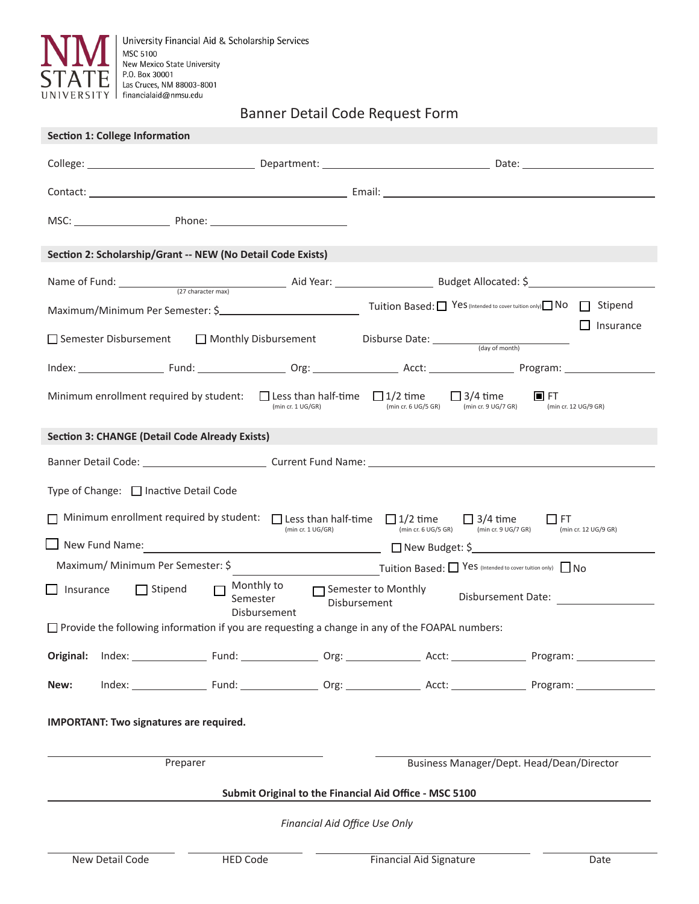NM STATE UNIVERSITY

University Financial Aid & Scholarship Services
MSC 5100
New Mexico State University
P.O. Box 30001
Las Cruces, NM 88003-8001
financialaid@nmsu.edu

# Banner Detail Code Request Form

## Section 1: College Information

College: ______________________ Department: ______________________ Date: ______________

Contact: ______________________________ Email: ______________________________

MSC: ______________ Phone: ____________________

## Section 2: Scholarship/Grant -- NEW (No Detail Code Exists)

Name of Fund: ______________________ (27 character max) Aid Year: ______________ Budget Allocated: $______________

Maximum/Minimum Per Semester: $______________________ Tuition Based: ☐ Yes (Intended to cover tuition only) ☐ No ☐ Stipend ☐ Insurance

☐ Semester Disbursement ☐ Monthly Disbursement Disburse Date: ______________ (day of month)

Index: ____________ Fund: ____________ Org: ____________ Acct: ____________ Program: ____________

Minimum enrollment required by student: ☐ Less than half-time (min cr. 1 UG/GR) ☐ 1/2 time (min cr. 6 UG/5 GR) ☐ 3/4 time (min cr. 9 UG/7 GR) ☒ FT (min cr. 12 UG/9 GR)

## Section 3: CHANGE (Detail Code Already Exists)

Banner Detail Code: ______________ Current Fund Name: ______________________________

Type of Change: ☐ Inactive Detail Code

☐ Minimum enrollment required by student: ☐ Less than half-time (min cr. 1 UG/GR) ☐ 1/2 time (min cr. 6 UG/5 GR) ☐ 3/4 time (min cr. 9 UG/7 GR) ☐ FT (min cr. 12 UG/9 GR)

☐ New Fund Name: ______________________________ ☐ New Budget: $______________________

Maximum/ Minimum Per Semester: $______________________ Tuition Based: ☐ Yes (Intended to cover tuition only) ☐ No

☐ Insurance ☐ Stipend ☐ Monthly to Semester Disbursement ☐ Semester to Monthly Disbursement Disbursement Date: ______________

☐ Provide the following information if you are requesting a change in any of the FOAPAL numbers:

**Original:** Index: ____________ Fund: ____________ Org: ____________ Acct: ____________ Program: ____________

**New:** Index: ____________ Fund: ____________ Org: ____________ Acct: ____________ Program: ____________

**IMPORTANT: Two signatures are required.**

______________________________ Preparer

______________________________ Business Manager/Dept. Head/Dean/Director

**Submit Original to the Financial Aid Office - MSC 5100**

*Financial Aid Office Use Only*

| New Detail Code | HED Code | Financial Aid Signature | Date |
| --- | --- | --- | --- |